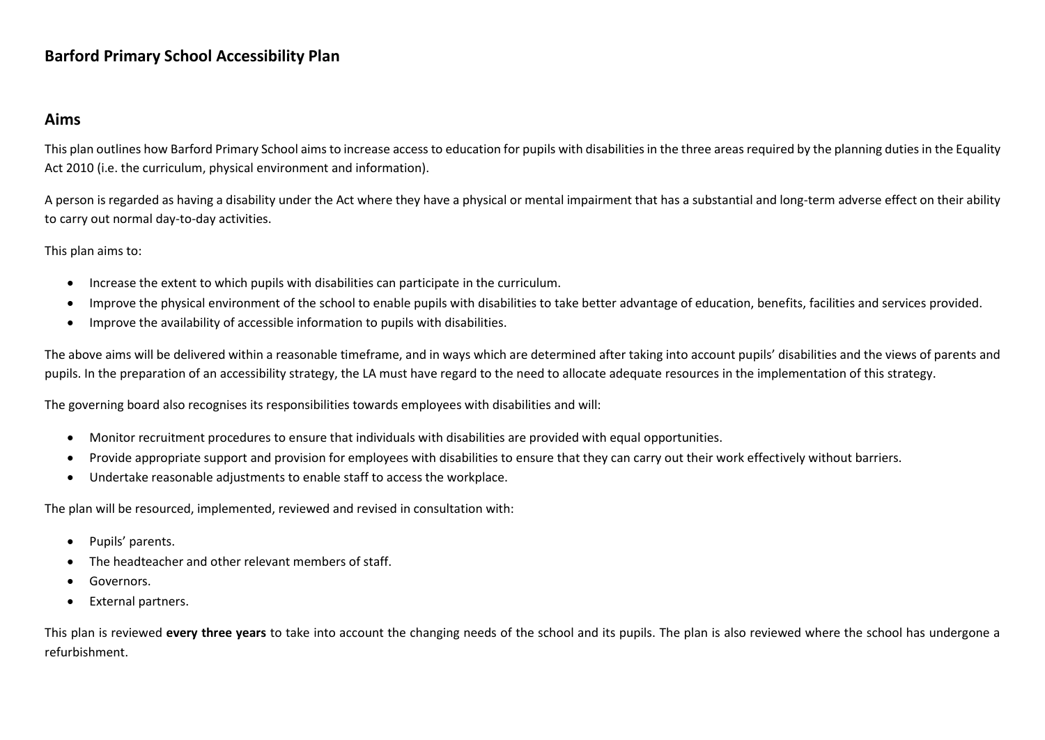# Barford Primary School Accessibility Plan

## Aims

This plan outlines how Barford Primary School aims to increase access to education for pupils with disabilities in the three areas required by the planning duties in the Equality Act 2010 (i.e. the curriculum, physical environment and information).

A person is regarded as having a disability under the Act where they have a physical or mental impairment that has a substantial and long-term adverse effect on their ability to carry out normal day-to-day activities.

This plan aims to:

- Increase the extent to which pupils with disabilities can participate in the curriculum.
- Improve the physical environment of the school to enable pupils with disabilities to take better advantage of education, benefits, facilities and services provided.
- Improve the availability of accessible information to pupils with disabilities.

The above aims will be delivered within a reasonable timeframe, and in ways which are determined after taking into account pupils' disabilities and the views of parents and pupils. In the preparation of an accessibility strategy, the LA must have regard to the need to allocate adequate resources in the implementation of this strategy.

The governing board also recognises its responsibilities towards employees with disabilities and will:

- Monitor recruitment procedures to ensure that individuals with disabilities are provided with equal opportunities.
- Provide appropriate support and provision for employees with disabilities to ensure that they can carry out their work effectively without barriers.
- Undertake reasonable adjustments to enable staff to access the workplace.

The plan will be resourced, implemented, reviewed and revised in consultation with:

- Pupils' parents.
- The headteacher and other relevant members of staff.
- Governors.
- External partners.

This plan is reviewed **every three years** to take into account the changing needs of the school and its pupils. The plan is also reviewed where the school has undergone a refurbishment.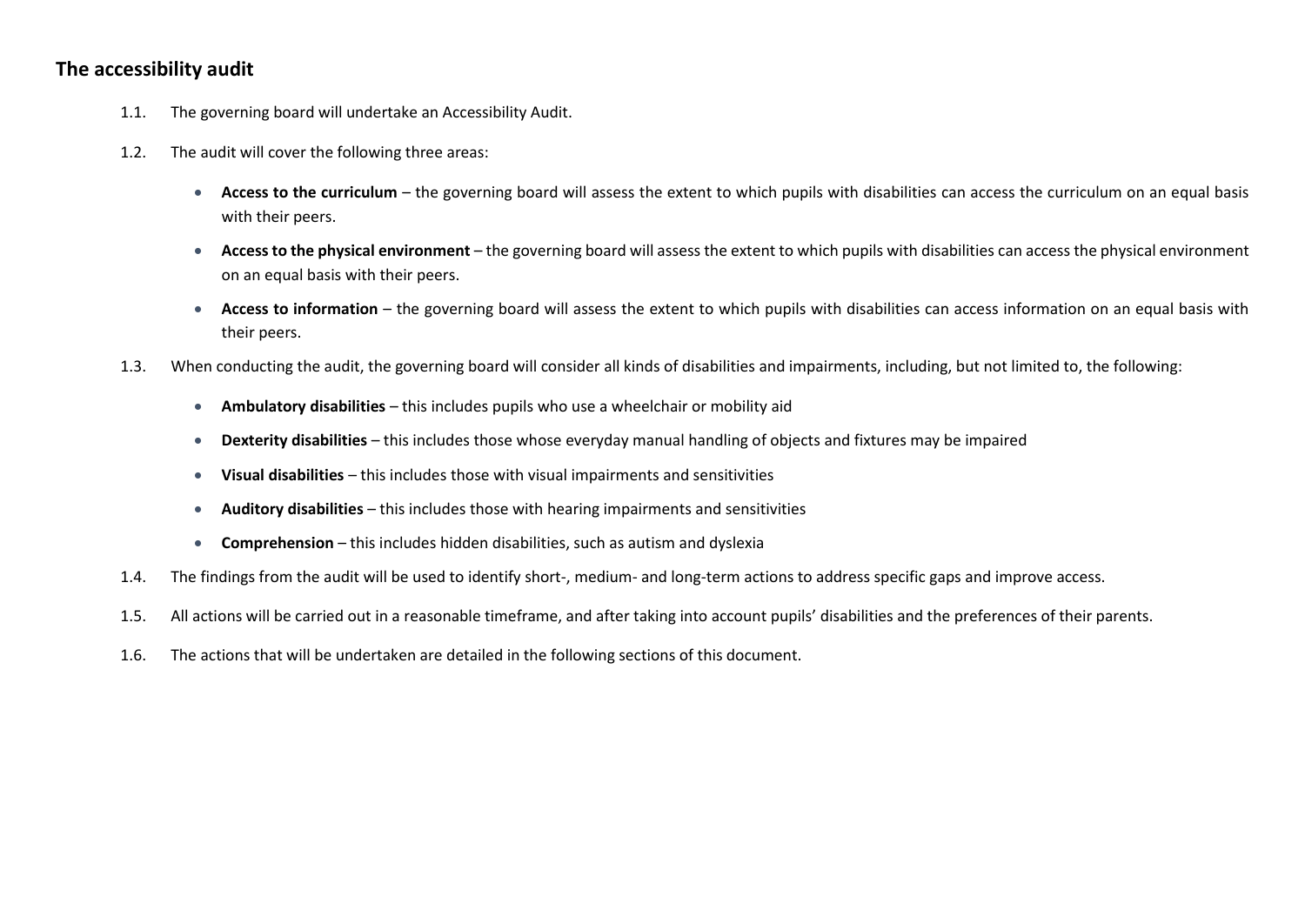## The accessibility audit

1.1. The governing board will undertake an Accessibility Audit.

1.2. The audit will cover the following three areas:

- **Access to the curriculum** – the governing board will assess the extent to which pupils with disabilities can access the curriculum on an equal basis with their peers.
- **Access to the physical environment** – the governing board will assess the extent to which pupils with disabilities can access the physical environment on an equal basis with their peers.
- **Access to information** – the governing board will assess the extent to which pupils with disabilities can access information on an equal basis with their peers.

1.3. When conducting the audit, the governing board will consider all kinds of disabilities and impairments, including, but not limited to, the following:

- **Ambulatory disabilities** – this includes pupils who use a wheelchair or mobility aid
- **Dexterity disabilities** – this includes those whose everyday manual handling of objects and fixtures may be impaired
- **Visual disabilities** – this includes those with visual impairments and sensitivities
- **Auditory disabilities** – this includes those with hearing impairments and sensitivities
- **Comprehension** – this includes hidden disabilities, such as autism and dyslexia

1.4. The findings from the audit will be used to identify short-, medium- and long-term actions to address specific gaps and improve access.

1.5. All actions will be carried out in a reasonable timeframe, and after taking into account pupils' disabilities and the preferences of their parents.

1.6. The actions that will be undertaken are detailed in the following sections of this document.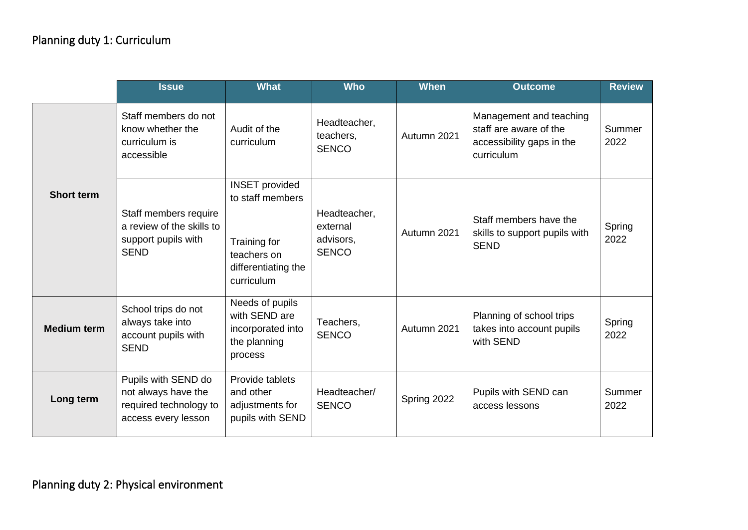## Planning duty 1: Curriculum

| | Issue | What | Who | When | Outcome | Review |
|---|---|---|---|---|---|---|
| **Short term** | Staff members do not know whether the curriculum is accessible | Audit of the curriculum | Headteacher, teachers, SENCO | Autumn 2021 | Management and teaching staff are aware of the accessibility gaps in the curriculum | Summer 2022 |
| | Staff members require a review of the skills to support pupils with SEND | INSET provided to staff members<br><br>Training for teachers on differentiating the curriculum | Headteacher, external advisors, SENCO | Autumn 2021 | Staff members have the skills to support pupils with SEND | Spring 2022 |
| **Medium term** | School trips do not always take into account pupils with SEND | Needs of pupils with SEND are incorporated into the planning process | Teachers, SENCO | Autumn 2021 | Planning of school trips takes into account pupils with SEND | Spring 2022 |
| **Long term** | Pupils with SEND do not always have the required technology to access every lesson | Provide tablets and other adjustments for pupils with SEND | Headteacher/ SENCO | Spring 2022 | Pupils with SEND can access lessons | Summer 2022 |

## Planning duty 2: Physical environment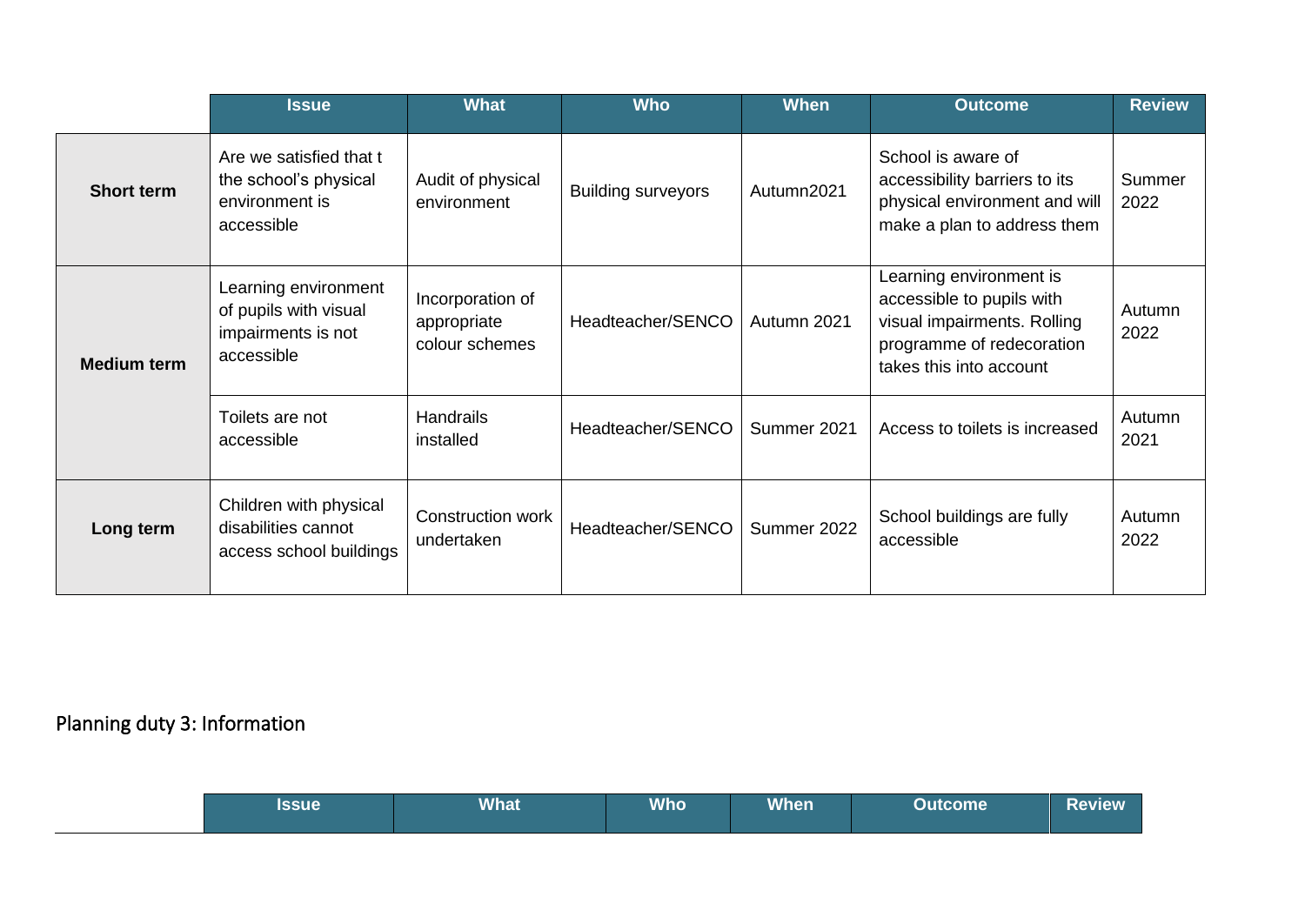| | Issue | What | Who | When | Outcome | Review |
|---|---|---|---|---|---|---|
| **Short term** | Are we satisfied that t the school's physical environment is accessible | Audit of physical environment | Building surveyors | Autumn2021 | School is aware of accessibility barriers to its physical environment and will make a plan to address them | Summer 2022 |
| **Medium term** | Learning environment of pupils with visual impairments is not accessible | Incorporation of appropriate colour schemes | Headteacher/SENCO | Autumn 2021 | Learning environment is accessible to pupils with visual impairments. Rolling programme of redecoration takes this into account | Autumn 2022 |
| | Toilets are not accessible | Handrails installed | Headteacher/SENCO | Summer 2021 | Access to toilets is increased | Autumn 2021 |
| **Long term** | Children with physical disabilities cannot access school buildings | Construction work undertaken | Headteacher/SENCO | Summer 2022 | School buildings are fully accessible | Autumn 2022 |

## Planning duty 3: Information

| | Issue | What | Who | When | Outcome | Review |
|---|---|---|---|---|---|---|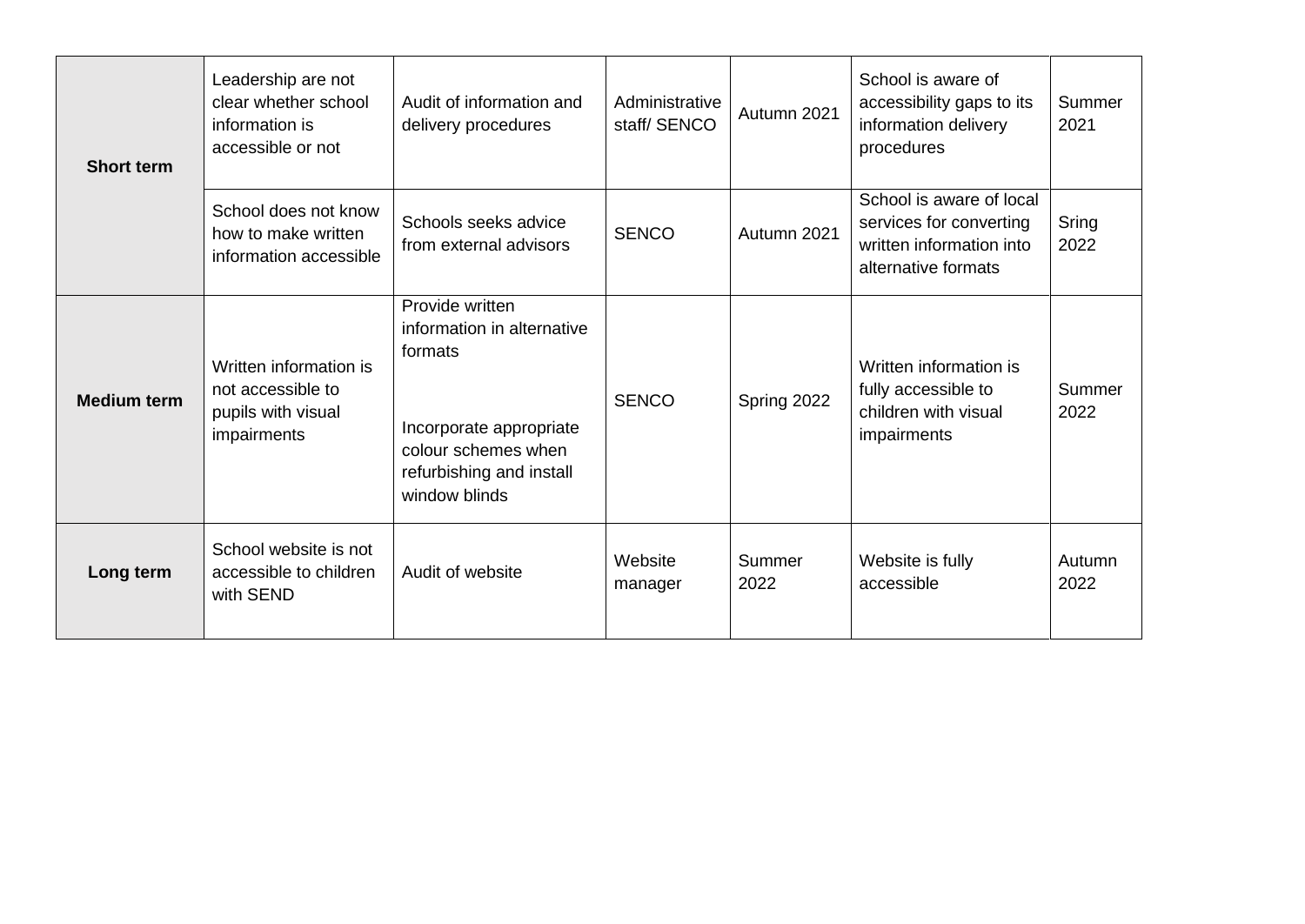| | | | | | | |
|---|---|---|---|---|---|---|
| **Short term** | Leadership are not clear whether school information is accessible or not | Audit of information and delivery procedures | Administrative staff/ SENCO | Autumn 2021 | School is aware of accessibility gaps to its information delivery procedures | Summer 2021 |
| | School does not know how to make written information accessible | Schools seeks advice from external advisors | SENCO | Autumn 2021 | School is aware of local services for converting written information into alternative formats | Sring 2022 |
| **Medium term** | Written information is not accessible to pupils with visual impairments | Provide written information in alternative formats<br><br>Incorporate appropriate colour schemes when refurbishing and install window blinds | SENCO | Spring 2022 | Written information is fully accessible to children with visual impairments | Summer 2022 |
| **Long term** | School website is not accessible to children with SEND | Audit of website | Website manager | Summer 2022 | Website is fully accessible | Autumn 2022 |